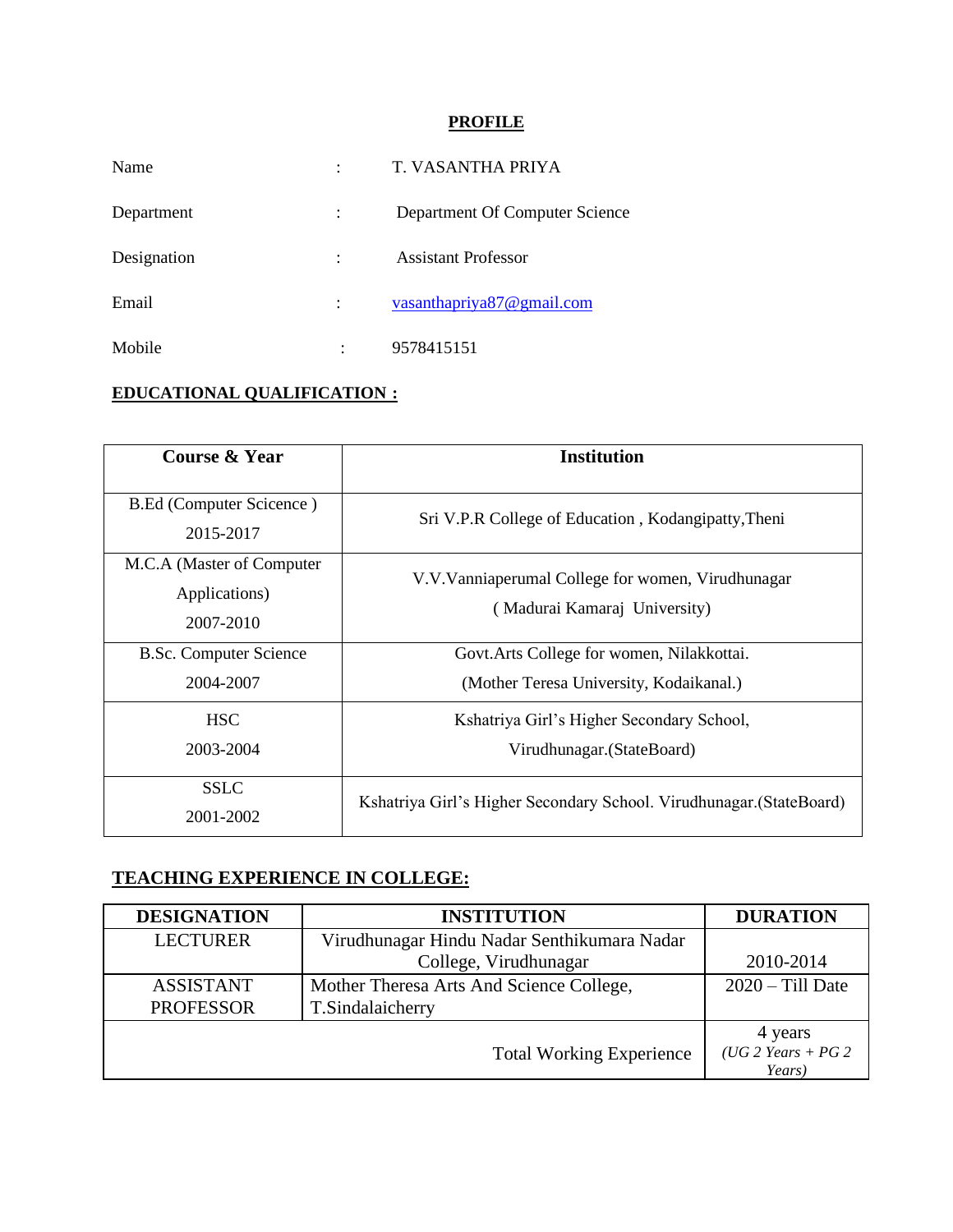## PROFILE

| | | |
|---|---|---|
| Name | : | T. VASANTHA PRIYA |
| Department | : | Department Of Computer Science |
| Designation | : | Assistant Professor |
| Email | : | vasanthapriya87@gmail.com |
| Mobile | : | 9578415151 |

## EDUCATIONAL QUALIFICATION :

| Course & Year | Institution |
|---|---|
| B.Ed (Computer Scicence ) 2015-2017 | Sri V.P.R College of Education , Kodangipatty,Theni |
| M.C.A (Master of Computer Applications) 2007-2010 | V.V.Vanniaperumal College for women, Virudhunagar ( Madurai Kamaraj University) |
| B.Sc. Computer Science 2004-2007 | Govt.Arts College for women, Nilakkottai. (Mother Teresa University, Kodaikanal.) |
| HSC 2003-2004 | Kshatriya Girl's Higher Secondary School, Virudhunagar.(StateBoard) |
| SSLC 2001-2002 | Kshatriya Girl's Higher Secondary School. Virudhunagar.(StateBoard) |

## TEACHING EXPERIENCE IN COLLEGE:

| DESIGNATION | INSTITUTION | DURATION |
|---|---|---|
| LECTURER | Virudhunagar Hindu Nadar Senthikumara Nadar College, Virudhunagar | 2010-2014 |
| ASSISTANT PROFESSOR | Mother Theresa Arts And Science College, T.Sindalaicherry | 2020 – Till Date |
| | Total Working Experience | 4 years *(UG 2 Years + PG 2 Years)* |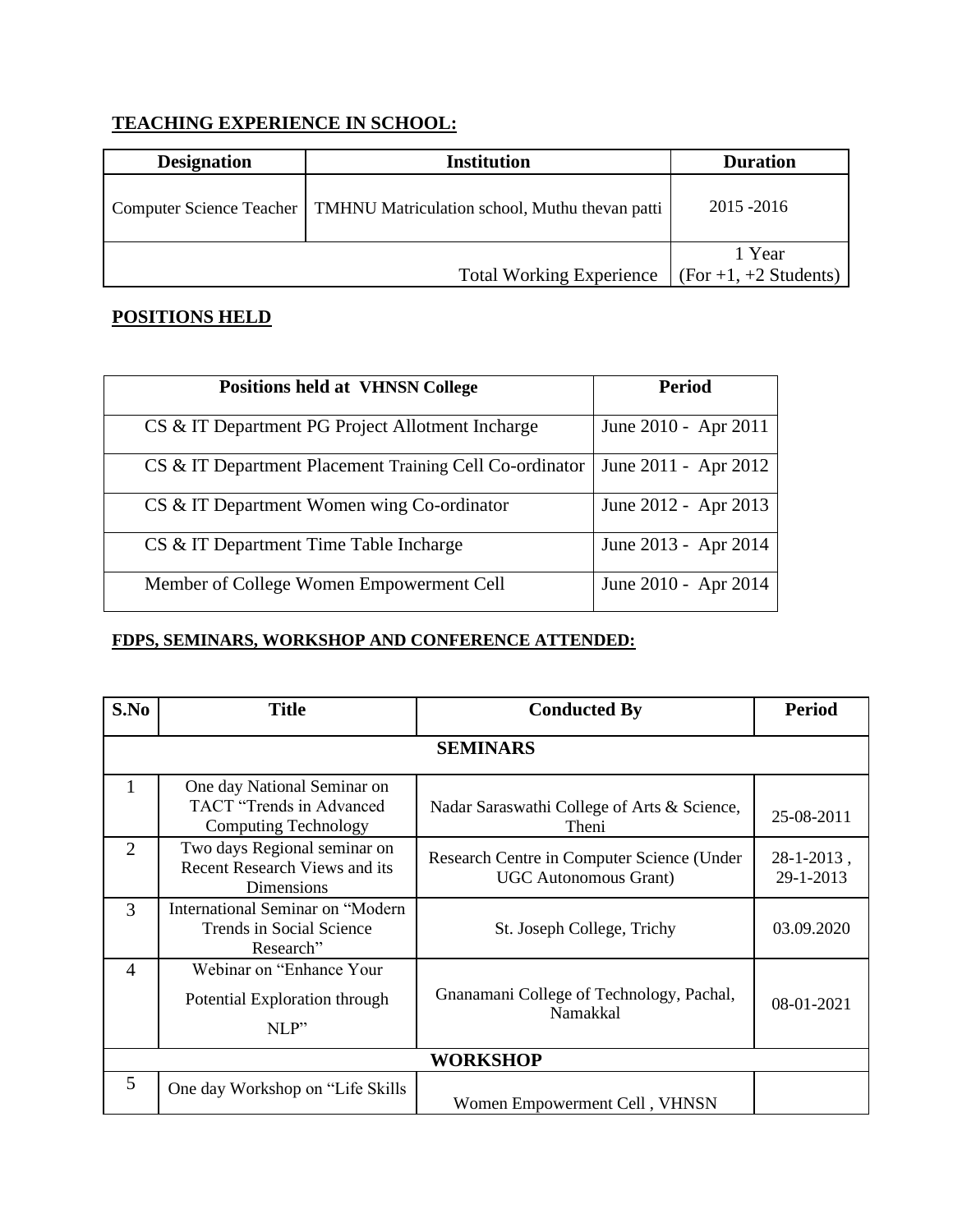**TEACHING EXPERIENCE IN SCHOOL:**

| Designation | Institution | Duration |
|---|---|---|
| Computer Science Teacher | TMHNU Matriculation school, Muthu thevan patti | 2015 -2016 |
| | Total Working Experience | 1 Year (For +1, +2 Students) |

**POSITIONS HELD**

| Positions held at VHNSN College | Period |
|---|---|
| CS & IT Department PG Project Allotment Incharge | June 2010 - Apr 2011 |
| CS & IT Department Placement Training Cell Co-ordinator | June 2011 - Apr 2012 |
| CS & IT Department Women wing Co-ordinator | June 2012 - Apr 2013 |
| CS & IT Department Time Table Incharge | June 2013 - Apr 2014 |
| Member of College Women Empowerment Cell | June 2010 - Apr 2014 |

**FDPS, SEMINARS, WORKSHOP AND CONFERENCE ATTENDED:**

| S.No | Title | Conducted By | Period |
|---|---|---|---|
| **SEMINARS** | | | |
| 1 | One day National Seminar on TACT "Trends in Advanced Computing Technology | Nadar Saraswathi College of Arts & Science, Theni | 25-08-2011 |
| 2 | Two days Regional seminar on Recent Research Views and its Dimensions | Research Centre in Computer Science (Under UGC Autonomous Grant) | 28-1-2013 , 29-1-2013 |
| 3 | International Seminar on "Modern Trends in Social Science Research" | St. Joseph College, Trichy | 03.09.2020 |
| 4 | Webinar on "Enhance Your Potential Exploration through NLP" | Gnanamani College of Technology, Pachal, Namakkal | 08-01-2021 |
| **WORKSHOP** | | | |
| 5 | One day Workshop on "Life Skills | Women Empowerment Cell , VHNSN | |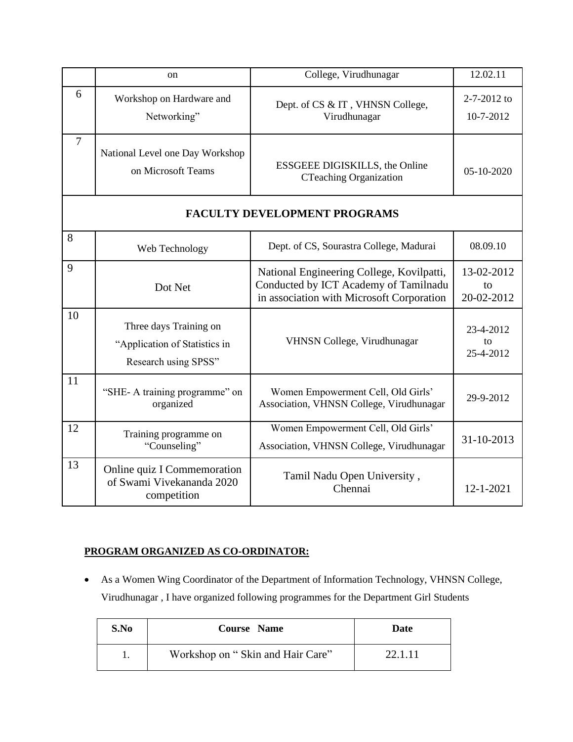|  | on | College, Virudhunagar | 12.02.11 |
|---|---|---|---|
| 6 | Workshop on Hardware and Networking” | Dept. of CS & IT , VHNSN College, Virudhunagar | 2-7-2012 to 10-7-2012 |
| 7 | National Level one Day Workshop on Microsoft Teams | ESSGEEE DIGISKILLS, the Online CTeaching Organization | 05-10-2020 |
| **FACULTY DEVELOPMENT PROGRAMS** | | | |
| 8 | Web Technology | Dept. of CS, Sourastra College, Madurai | 08.09.10 |
| 9 | Dot Net | National Engineering College, Kovilpatti, Conducted by ICT Academy of Tamilnadu in association with Microsoft Corporation | 13-02-2012 to 20-02-2012 |
| 10 | Three days Training on “Application of Statistics in Research using SPSS” | VHNSN College, Virudhunagar | 23-4-2012 to 25-4-2012 |
| 11 | “SHE- A training programme” on organized | Women Empowerment Cell, Old Girls' Association, VHNSN College, Virudhunagar | 29-9-2012 |
| 12 | Training programme on “Counseling” | Women Empowerment Cell, Old Girls' Association, VHNSN College, Virudhunagar | 31-10-2013 |
| 13 | Online quiz I Commemoration of Swami Vivekananda 2020 competition | Tamil Nadu Open University , Chennai | 12-1-2021 |

**PROGRAM ORGANIZED AS CO-ORDINATOR:**

- As a Women Wing Coordinator of the Department of Information Technology, VHNSN College, Virudhunagar , I have organized following programmes for the Department Girl Students

| S.No | Course Name | Date |
|---|---|---|
| 1. | Workshop on “ Skin and Hair Care” | 22.1.11 |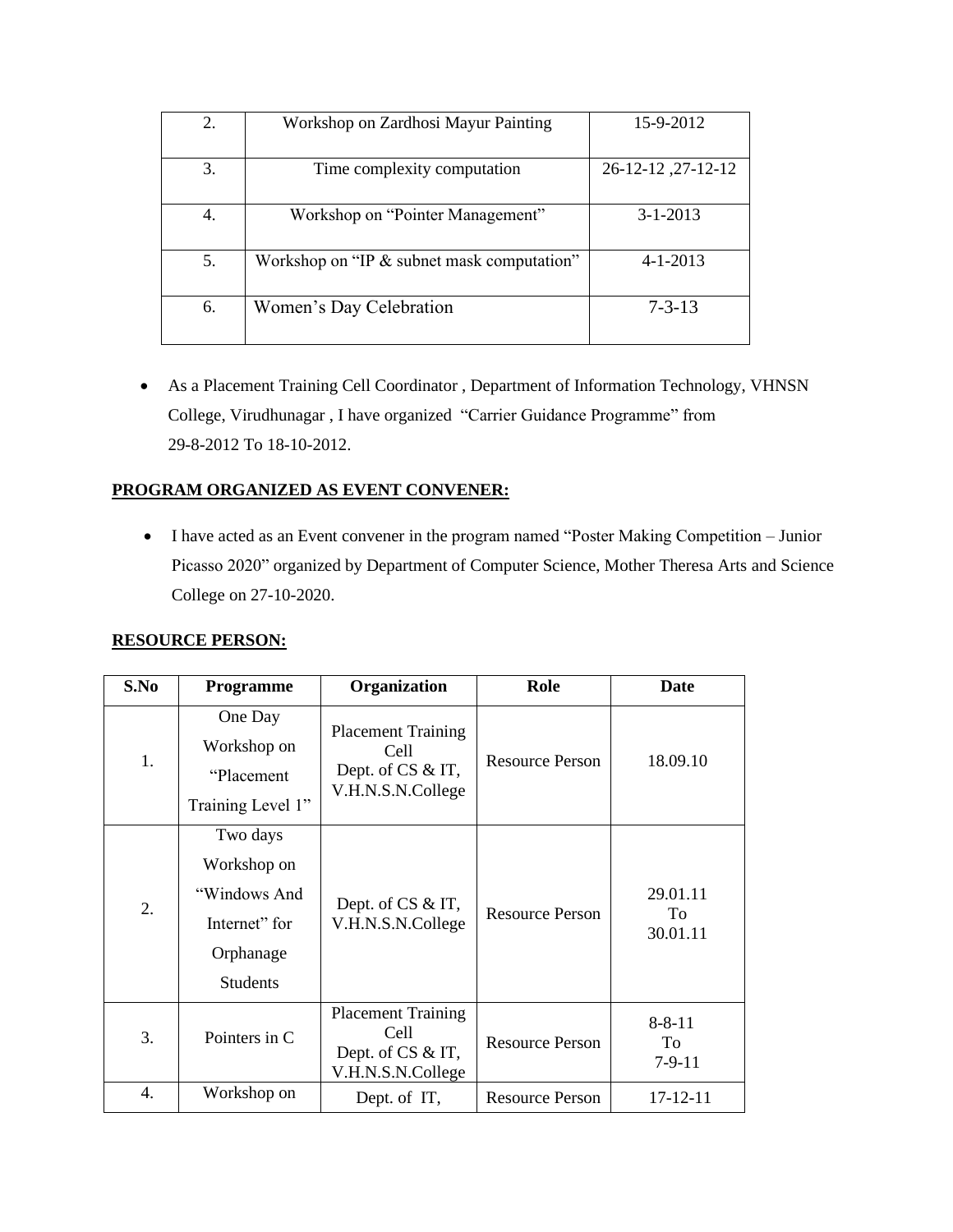| 2. | Workshop on Zardhosi Mayur Painting | 15-9-2012 |
|---|---|---|
| 3. | Time complexity computation | 26-12-12 ,27-12-12 |
| 4. | Workshop on "Pointer Management" | 3-1-2013 |
| 5. | Workshop on "IP & subnet mask computation" | 4-1-2013 |
| 6. | Women's Day Celebration | 7-3-13 |

- As a Placement Training Cell Coordinator , Department of Information Technology, VHNSN College, Virudhunagar , I have organized "Carrier Guidance Programme" from 29-8-2012 To 18-10-2012.

**PROGRAM ORGANIZED AS EVENT CONVENER:**

- I have acted as an Event convener in the program named "Poster Making Competition – Junior Picasso 2020" organized by Department of Computer Science, Mother Theresa Arts and Science College on 27-10-2020.

**RESOURCE PERSON:**

| S.No | Programme | Organization | Role | Date |
|---|---|---|---|---|
| 1. | One Day Workshop on "Placement Training Level 1" | Placement Training Cell Dept. of CS & IT, V.H.N.S.N.College | Resource Person | 18.09.10 |
| 2. | Two days Workshop on "Windows And Internet" for Orphanage Students | Dept. of CS & IT, V.H.N.S.N.College | Resource Person | 29.01.11 To 30.01.11 |
| 3. | Pointers in C | Placement Training Cell Dept. of CS & IT, V.H.N.S.N.College | Resource Person | 8-8-11 To 7-9-11 |
| 4. | Workshop on | Dept. of IT, | Resource Person | 17-12-11 |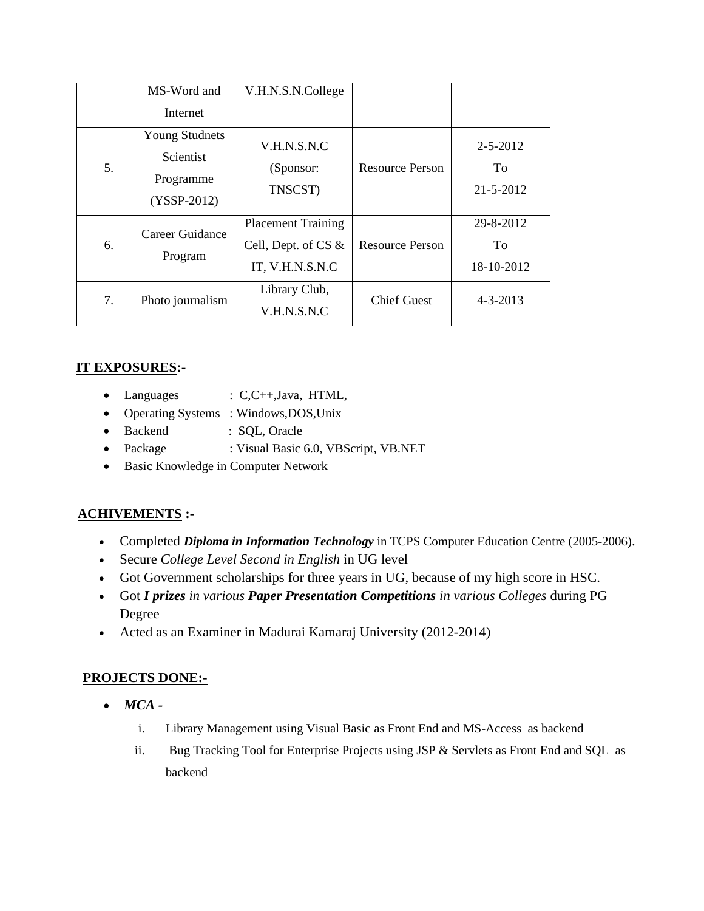|  | MS-Word and Internet | V.H.N.S.N.College |  |  |
|---|---|---|---|---|
| 5. | Young Studnets Scientist Programme (YSSP-2012) | V.H.N.S.N.C (Sponsor: TNSCST) | Resource Person | 2-5-2012 To 21-5-2012 |
| 6. | Career Guidance Program | Placement Training Cell, Dept. of CS & IT, V.H.N.S.N.C | Resource Person | 29-8-2012 To 18-10-2012 |
| 7. | Photo journalism | Library Club, V.H.N.S.N.C | Chief Guest | 4-3-2013 |

## IT EXPOSURES:-

- Languages : C,C++,Java, HTML,
- Operating Systems : Windows,DOS,Unix
- Backend : SQL, Oracle
- Package : Visual Basic 6.0, VBScript, VB.NET
- Basic Knowledge in Computer Network

## ACHIVEMENTS :-

- Completed ***Diploma in Information Technology*** in TCPS Computer Education Centre (2005-2006).
- Secure *College Level Second in English* in UG level
- Got Government scholarships for three years in UG, because of my high score in HSC.
- Got ***I prizes*** *in various* ***Paper Presentation Competitions*** *in various Colleges* during PG Degree
- Acted as an Examiner in Madurai Kamaraj University (2012-2014)

## PROJECTS DONE:-

- ***MCA -***
    i. Library Management using Visual Basic as Front End and MS-Access as backend
    ii. Bug Tracking Tool for Enterprise Projects using JSP & Servlets as Front End and SQL as backend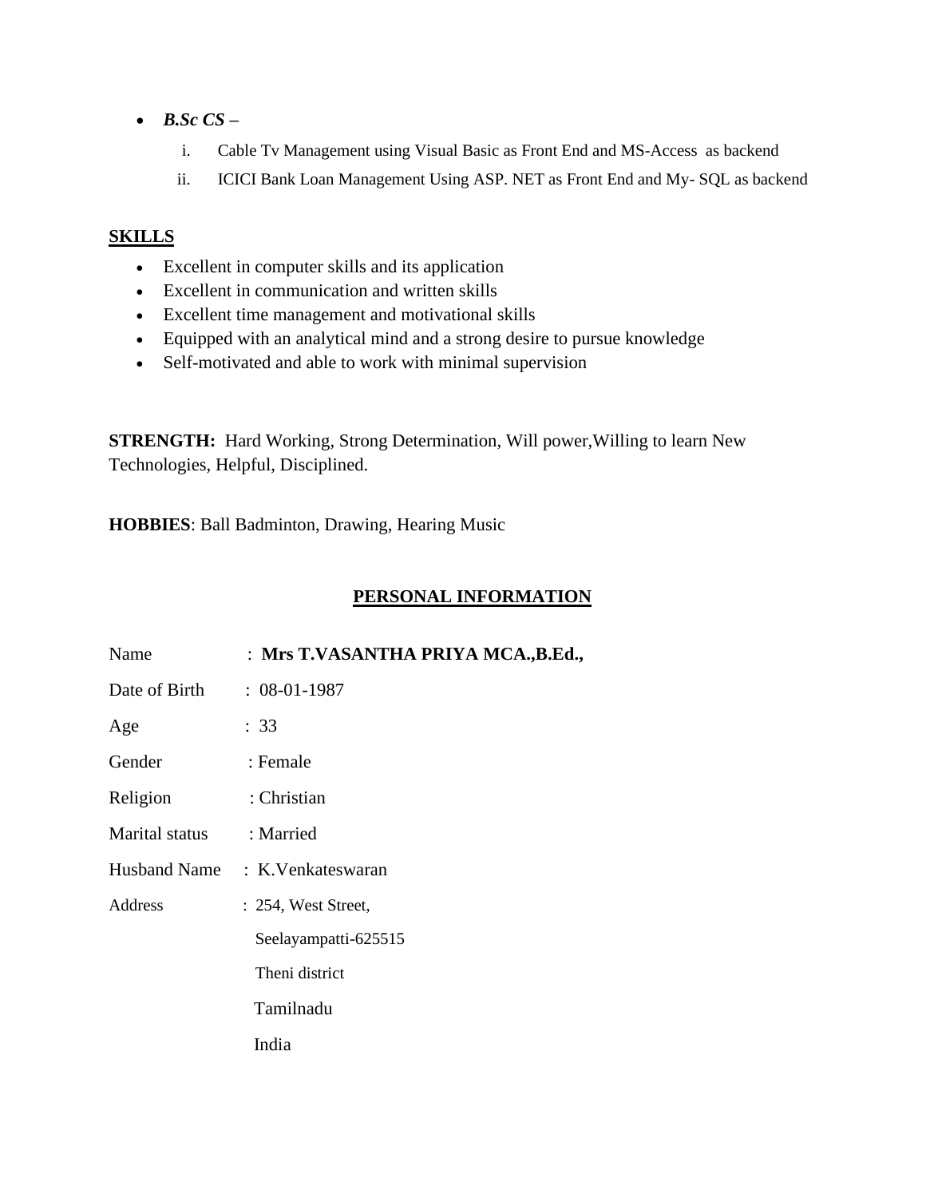- ***B.Sc CS –***
    i. Cable Tv Management using Visual Basic as Front End and MS-Access as backend
    ii. ICICI Bank Loan Management Using ASP. NET as Front End and My- SQL as backend

## SKILLS

- Excellent in computer skills and its application
- Excellent in communication and written skills
- Excellent time management and motivational skills
- Equipped with an analytical mind and a strong desire to pursue knowledge
- Self-motivated and able to work with minimal supervision

**STRENGTH:** Hard Working, Strong Determination, Will power,Willing to learn New Technologies, Helpful, Disciplined.

**HOBBIES**: Ball Badminton, Drawing, Hearing Music

## PERSONAL INFORMATION

| | |
|---|---|
| Name | : **Mrs T.VASANTHA PRIYA MCA.,B.Ed.,** |
| Date of Birth | : 08-01-1987 |
| Age | : 33 |
| Gender | : Female |
| Religion | : Christian |
| Marital status | : Married |
| Husband Name | : K.Venkateswaran |
| Address | : 254, West Street, |
| | Seelayampatti-625515 |
| | Theni district |
| | Tamilnadu |
| | India |